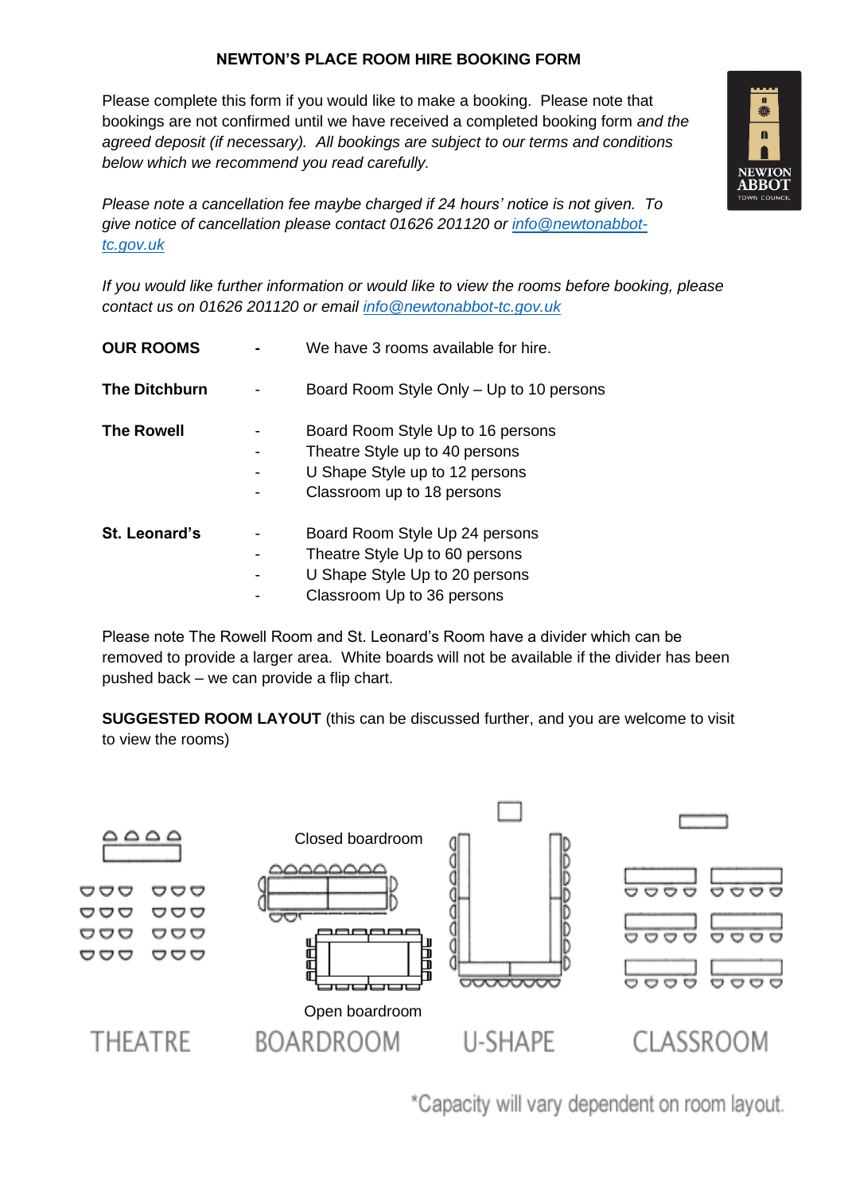# NEWTON'S PLACE ROOM HIRE BOOKING FORM

Please complete this form if you would like to make a booking. Please note that bookings are not confirmed until we have received a completed booking form *and the agreed deposit (if necessary). All bookings are subject to our terms and conditions below which we recommend you read carefully.*

*Please note a cancellation fee maybe charged if 24 hours' notice is not given. To give notice of cancellation please contact 01626 201120 or [info@newtonabbot-tc.gov.uk](mailto:info@newtonabbot-tc.gov.uk)*

*If you would like further information or would like to view the rooms before booking, please contact us on 01626 201120 or email [info@newtonabbot-tc.gov.uk](mailto:info@newtonabbot-tc.gov.uk)*

**OUR ROOMS** - We have 3 rooms available for hire.

**The Ditchburn**
- Board Room Style Only – Up to 10 persons

**The Rowell**
- Board Room Style Up to 16 persons
- Theatre Style up to 40 persons
- U Shape Style up to 12 persons
- Classroom up to 18 persons

**St. Leonard's**
- Board Room Style Up 24 persons
- Theatre Style Up to 60 persons
- U Shape Style Up to 20 persons
- Classroom Up to 36 persons

Please note The Rowell Room and St. Leonard's Room have a divider which can be removed to provide a larger area. White boards will not be available if the divider has been pushed back – we can provide a flip chart.

**SUGGESTED ROOM LAYOUT** (this can be discussed further, and you are welcome to visit to view the rooms)

THEATRE

Closed boardroom

Open boardroom

BOARDROOM

U-SHAPE

CLASSROOM

*Capacity will vary dependent on room layout.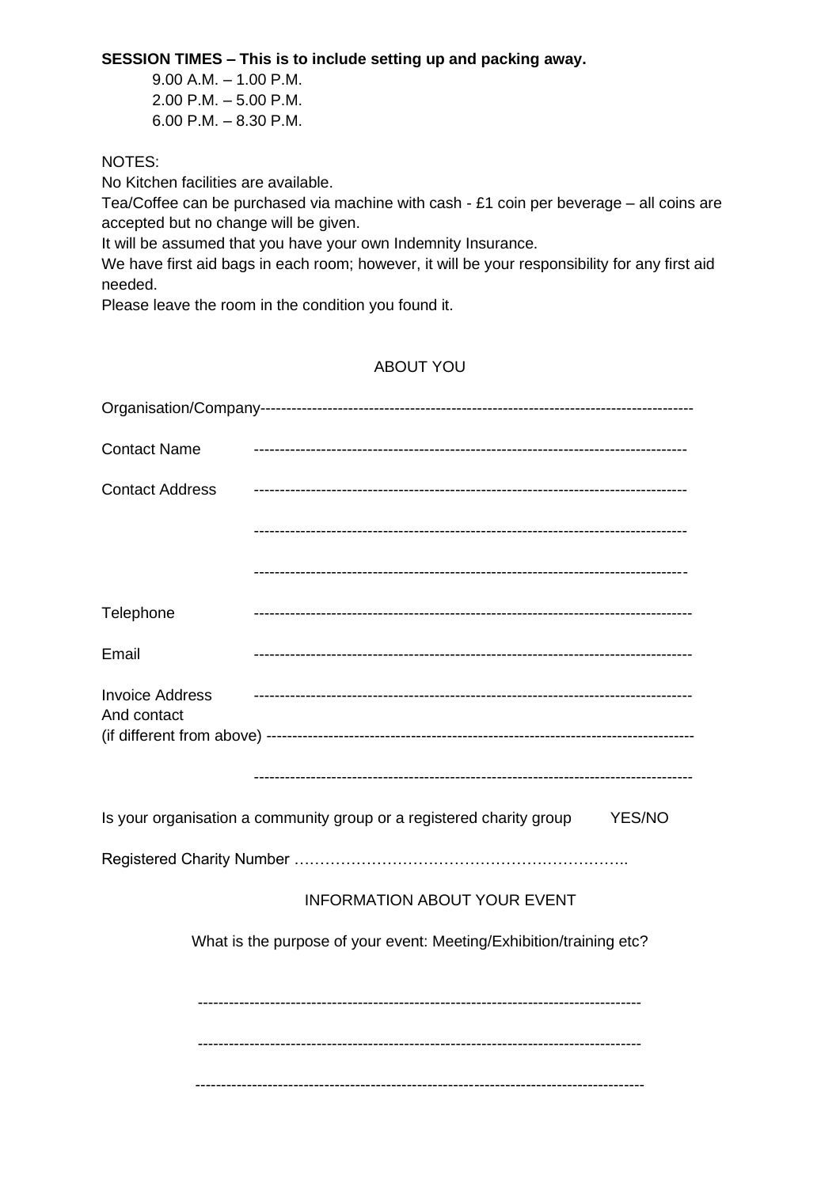**SESSION TIMES – This is to include setting up and packing away.**

9.00 A.M. – 1.00 P.M.
2.00 P.M. – 5.00 P.M.
6.00 P.M. – 8.30 P.M.

NOTES:

No Kitchen facilities are available.

Tea/Coffee can be purchased via machine with cash - £1 coin per beverage – all coins are accepted but no change will be given.

It will be assumed that you have your own Indemnity Insurance.

We have first aid bags in each room; however, it will be your responsibility for any first aid needed.

Please leave the room in the condition you found it.

ABOUT YOU

Organisation/Company-----------------------------------------------------------------------------------

Contact Name ----------------------------------------------------------------------------------

Contact Address ----------------------------------------------------------------------------------

----------------------------------------------------------------------------------

----------------------------------------------------------------------------------

Telephone ----------------------------------------------------------------------------------

Email ----------------------------------------------------------------------------------

Invoice Address ----------------------------------------------------------------------------------
And contact
(if different from above) ----------------------------------------------------------------------------------

----------------------------------------------------------------------------------

Is your organisation a community group or a registered charity group YES/NO

Registered Charity Number ………………………………………………………..

INFORMATION ABOUT YOUR EVENT

What is the purpose of your event: Meeting/Exhibition/training etc?

----------------------------------------------------------------------------------

----------------------------------------------------------------------------------

----------------------------------------------------------------------------------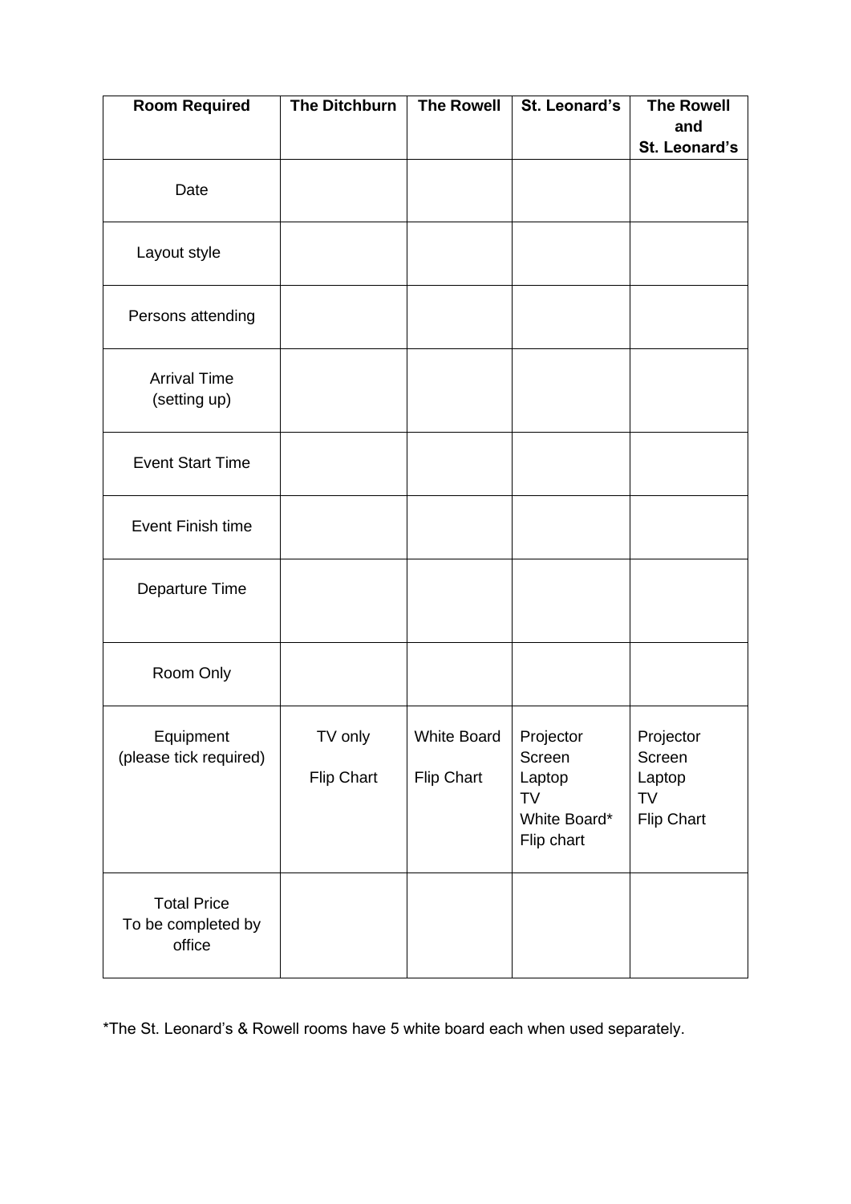| Room Required | The Ditchburn | The Rowell | St. Leonard's | The Rowell and St. Leonard's |
|---|---|---|---|---|
| Date | | | | |
| Layout style | | | | |
| Persons attending | | | | |
| Arrival Time (setting up) | | | | |
| Event Start Time | | | | |
| Event Finish time | | | | |
| Departure Time | | | | |
| Room Only | | | | |
| Equipment (please tick required) | TV only<br><br>Flip Chart | White Board<br><br>Flip Chart | Projector<br>Screen<br>Laptop<br>TV<br>White Board*<br>Flip chart | Projector<br>Screen<br>Laptop<br>TV<br>Flip Chart |
| Total Price To be completed by office | | | | |

*The St. Leonard's & Rowell rooms have 5 white board each when used separately.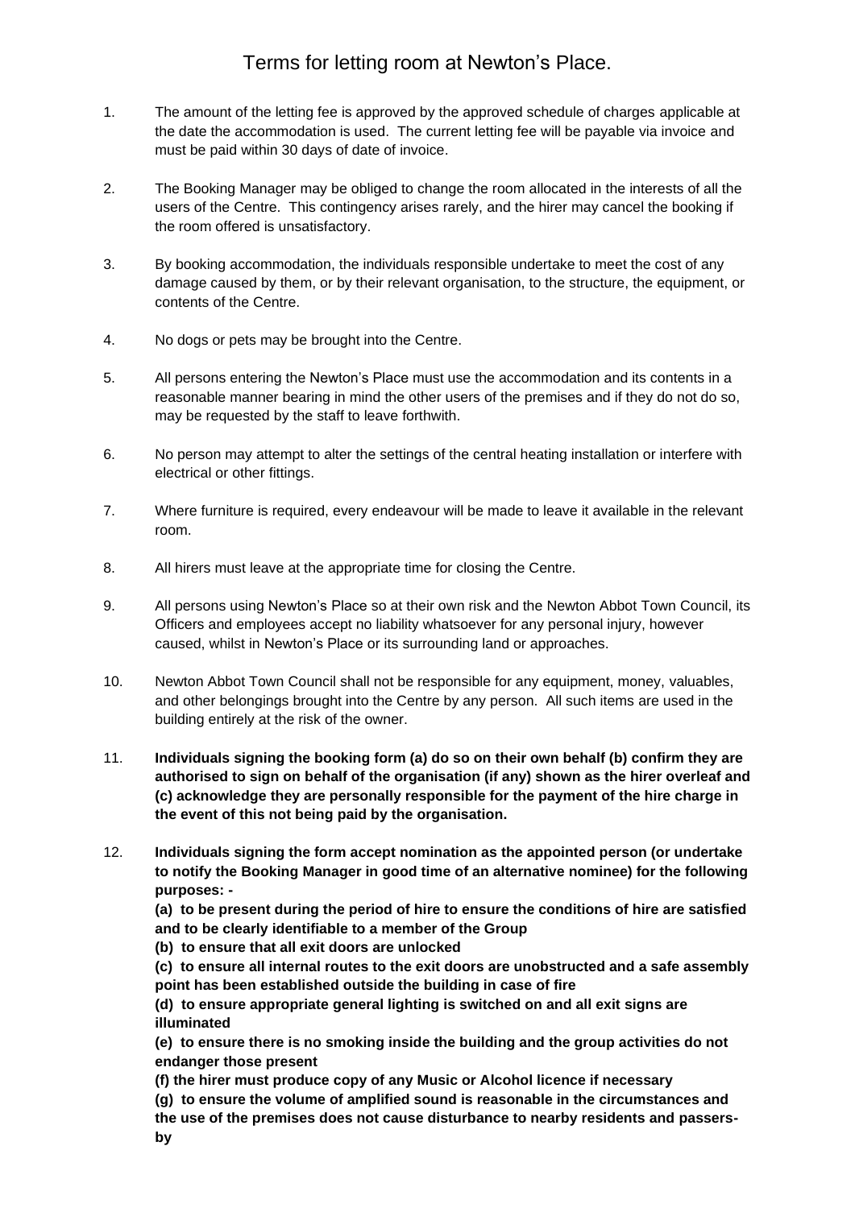# Terms for letting room at Newton's Place.

1. The amount of the letting fee is approved by the approved schedule of charges applicable at the date the accommodation is used. The current letting fee will be payable via invoice and must be paid within 30 days of date of invoice.

2. The Booking Manager may be obliged to change the room allocated in the interests of all the users of the Centre. This contingency arises rarely, and the hirer may cancel the booking if the room offered is unsatisfactory.

3. By booking accommodation, the individuals responsible undertake to meet the cost of any damage caused by them, or by their relevant organisation, to the structure, the equipment, or contents of the Centre.

4. No dogs or pets may be brought into the Centre.

5. All persons entering the Newton's Place must use the accommodation and its contents in a reasonable manner bearing in mind the other users of the premises and if they do not do so, may be requested by the staff to leave forthwith.

6. No person may attempt to alter the settings of the central heating installation or interfere with electrical or other fittings.

7. Where furniture is required, every endeavour will be made to leave it available in the relevant room.

8. All hirers must leave at the appropriate time for closing the Centre.

9. All persons using Newton's Place so at their own risk and the Newton Abbot Town Council, its Officers and employees accept no liability whatsoever for any personal injury, however caused, whilst in Newton's Place or its surrounding land or approaches.

10. Newton Abbot Town Council shall not be responsible for any equipment, money, valuables, and other belongings brought into the Centre by any person. All such items are used in the building entirely at the risk of the owner.

11. **Individuals signing the booking form (a) do so on their own behalf (b) confirm they are authorised to sign on behalf of the organisation (if any) shown as the hirer overleaf and (c) acknowledge they are personally responsible for the payment of the hire charge in the event of this not being paid by the organisation.**

12. **Individuals signing the form accept nomination as the appointed person (or undertake to notify the Booking Manager in good time of an alternative nominee) for the following purposes: -**

    **(a) to be present during the period of hire to ensure the conditions of hire are satisfied and to be clearly identifiable to a member of the Group**

    **(b) to ensure that all exit doors are unlocked**

    **(c) to ensure all internal routes to the exit doors are unobstructed and a safe assembly point has been established outside the building in case of fire**

    **(d) to ensure appropriate general lighting is switched on and all exit signs are illuminated**

    **(e) to ensure there is no smoking inside the building and the group activities do not endanger those present**

    **(f) the hirer must produce copy of any Music or Alcohol licence if necessary**

    **(g) to ensure the volume of amplified sound is reasonable in the circumstances and the use of the premises does not cause disturbance to nearby residents and passers-by**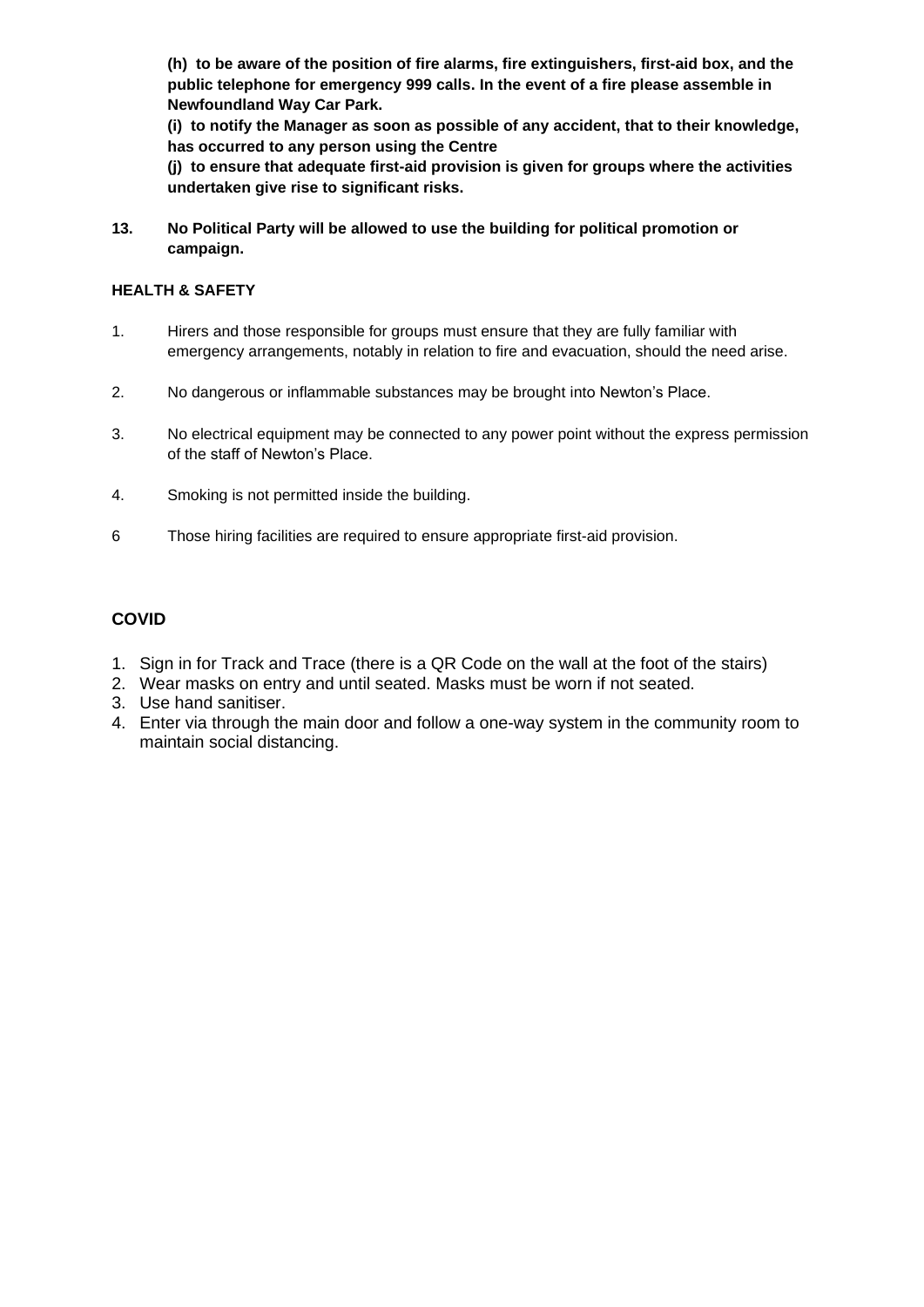**(h) to be aware of the position of fire alarms, fire extinguishers, first-aid box, and the public telephone for emergency 999 calls. In the event of a fire please assemble in Newfoundland Way Car Park.**

**(i) to notify the Manager as soon as possible of any accident, that to their knowledge, has occurred to any person using the Centre**

**(j) to ensure that adequate first-aid provision is given for groups where the activities undertaken give rise to significant risks.**

**13. No Political Party will be allowed to use the building for political promotion or campaign.**

**HEALTH & SAFETY**

1. Hirers and those responsible for groups must ensure that they are fully familiar with emergency arrangements, notably in relation to fire and evacuation, should the need arise.

2. No dangerous or inflammable substances may be brought into Newton's Place.

3. No electrical equipment may be connected to any power point without the express permission of the staff of Newton's Place.

4. Smoking is not permitted inside the building.

6 Those hiring facilities are required to ensure appropriate first-aid provision.

## COVID

1. Sign in for Track and Trace (there is a QR Code on the wall at the foot of the stairs)
2. Wear masks on entry and until seated. Masks must be worn if not seated.
3. Use hand sanitiser.
4. Enter via through the main door and follow a one-way system in the community room to maintain social distancing.